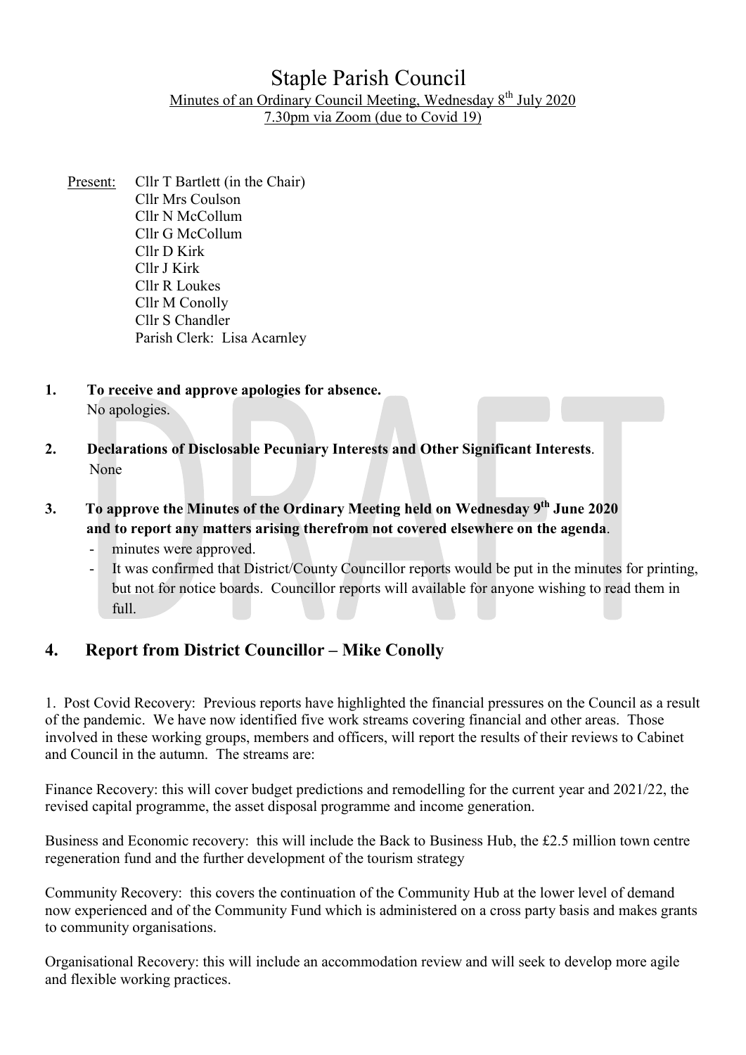# Staple Parish Council

Minutes of an Ordinary Council Meeting, Wednesday 8th July 2020
7.30pm via Zoom (due to Covid 19)

Present: Cllr T Bartlett (in the Chair)
Cllr Mrs Coulson
Cllr N McCollum
Cllr G McCollum
Cllr D Kirk
Cllr J Kirk
Cllr R Loukes
Cllr M Conolly
Cllr S Chandler
Parish Clerk: Lisa Acarnley

**1. To receive and approve apologies for absence.**
No apologies.

**2. Declarations of Disclosable Pecuniary Interests and Other Significant Interests.**
None

**3. To approve the Minutes of the Ordinary Meeting held on Wednesday 9th June 2020 and to report any matters arising therefrom not covered elsewhere on the agenda.**

- minutes were approved.
- It was confirmed that District/County Councillor reports would be put in the minutes for printing, but not for notice boards. Councillor reports will available for anyone wishing to read them in full.

## 4. Report from District Councillor – Mike Conolly

1. Post Covid Recovery: Previous reports have highlighted the financial pressures on the Council as a result of the pandemic. We have now identified five work streams covering financial and other areas. Those involved in these working groups, members and officers, will report the results of their reviews to Cabinet and Council in the autumn. The streams are:

Finance Recovery: this will cover budget predictions and remodelling for the current year and 2021/22, the revised capital programme, the asset disposal programme and income generation.

Business and Economic recovery: this will include the Back to Business Hub, the £2.5 million town centre regeneration fund and the further development of the tourism strategy

Community Recovery: this covers the continuation of the Community Hub at the lower level of demand now experienced and of the Community Fund which is administered on a cross party basis and makes grants to community organisations.

Organisational Recovery: this will include an accommodation review and will seek to develop more agile and flexible working practices.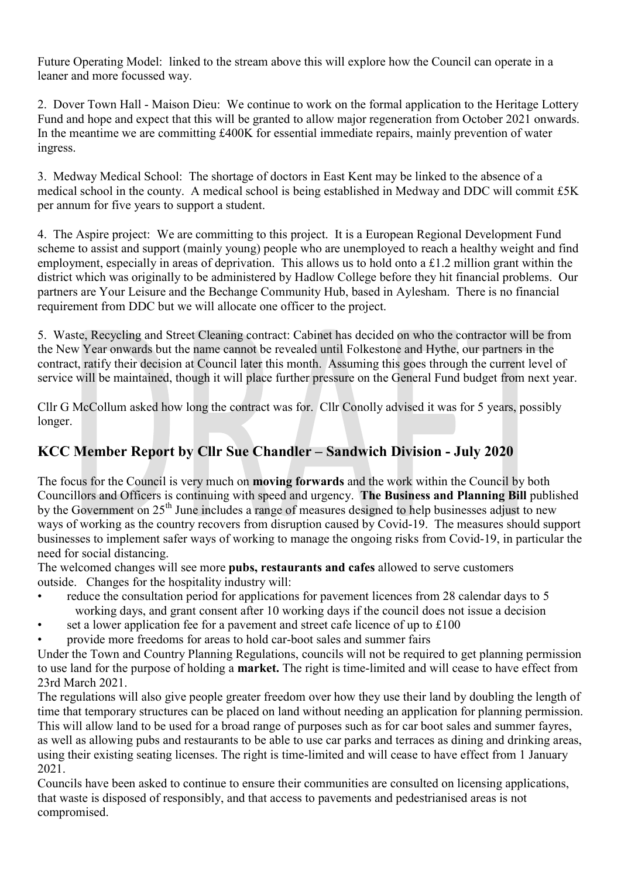Future Operating Model: linked to the stream above this will explore how the Council can operate in a leaner and more focussed way.

2. Dover Town Hall - Maison Dieu: We continue to work on the formal application to the Heritage Lottery Fund and hope and expect that this will be granted to allow major regeneration from October 2021 onwards. In the meantime we are committing £400K for essential immediate repairs, mainly prevention of water ingress.

3. Medway Medical School: The shortage of doctors in East Kent may be linked to the absence of a medical school in the county. A medical school is being established in Medway and DDC will commit £5K per annum for five years to support a student.

4. The Aspire project: We are committing to this project. It is a European Regional Development Fund scheme to assist and support (mainly young) people who are unemployed to reach a healthy weight and find employment, especially in areas of deprivation. This allows us to hold onto a £1.2 million grant within the district which was originally to be administered by Hadlow College before they hit financial problems. Our partners are Your Leisure and the Bechange Community Hub, based in Aylesham. There is no financial requirement from DDC but we will allocate one officer to the project.

5. Waste, Recycling and Street Cleaning contract: Cabinet has decided on who the contractor will be from the New Year onwards but the name cannot be revealed until Folkestone and Hythe, our partners in the contract, ratify their decision at Council later this month. Assuming this goes through the current level of service will be maintained, though it will place further pressure on the General Fund budget from next year.

Cllr G McCollum asked how long the contract was for. Cllr Conolly advised it was for 5 years, possibly longer.

## KCC Member Report by Cllr Sue Chandler – Sandwich Division - July 2020

The focus for the Council is very much on **moving forwards** and the work within the Council by both Councillors and Officers is continuing with speed and urgency. **The Business and Planning Bill** published by the Government on 25th June includes a range of measures designed to help businesses adjust to new ways of working as the country recovers from disruption caused by Covid-19. The measures should support businesses to implement safer ways of working to manage the ongoing risks from Covid-19, in particular the need for social distancing.

The welcomed changes will see more **pubs, restaurants and cafes** allowed to serve customers outside. Changes for the hospitality industry will:

- reduce the consultation period for applications for pavement licences from 28 calendar days to 5 working days, and grant consent after 10 working days if the council does not issue a decision
- set a lower application fee for a pavement and street cafe licence of up to £100
- provide more freedoms for areas to hold car-boot sales and summer fairs

Under the Town and Country Planning Regulations, councils will not be required to get planning permission to use land for the purpose of holding a **market.** The right is time-limited and will cease to have effect from 23rd March 2021.

The regulations will also give people greater freedom over how they use their land by doubling the length of time that temporary structures can be placed on land without needing an application for planning permission. This will allow land to be used for a broad range of purposes such as for car boot sales and summer fayres, as well as allowing pubs and restaurants to be able to use car parks and terraces as dining and drinking areas, using their existing seating licenses. The right is time-limited and will cease to have effect from 1 January 2021.

Councils have been asked to continue to ensure their communities are consulted on licensing applications, that waste is disposed of responsibly, and that access to pavements and pedestrianised areas is not compromised.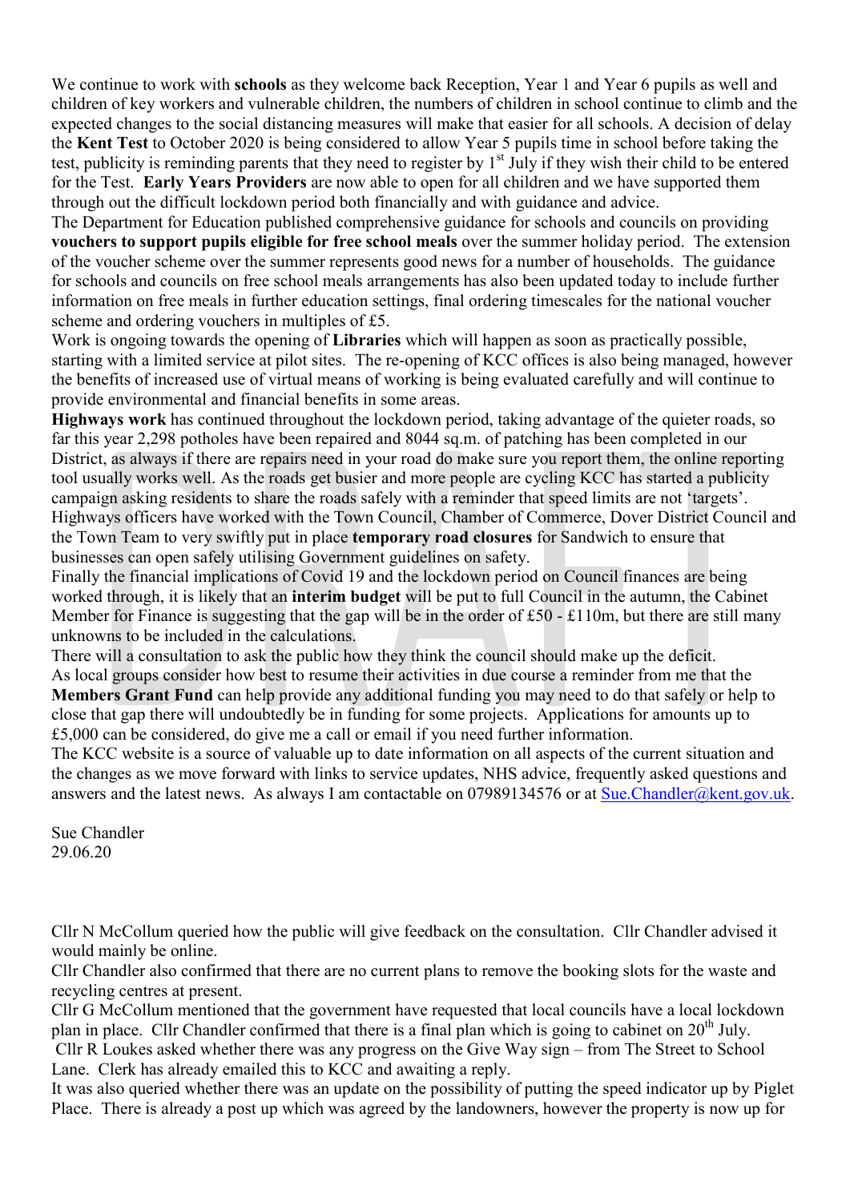We continue to work with **schools** as they welcome back Reception, Year 1 and Year 6 pupils as well and children of key workers and vulnerable children, the numbers of children in school continue to climb and the expected changes to the social distancing measures will make that easier for all schools. A decision of delay the **Kent Test** to October 2020 is being considered to allow Year 5 pupils time in school before taking the test, publicity is reminding parents that they need to register by 1st July if they wish their child to be entered for the Test. **Early Years Providers** are now able to open for all children and we have supported them through out the difficult lockdown period both financially and with guidance and advice.

The Department for Education published comprehensive guidance for schools and councils on providing **vouchers to support pupils eligible for free school meals** over the summer holiday period. The extension of the voucher scheme over the summer represents good news for a number of households. The guidance for schools and councils on free school meals arrangements has also been updated today to include further information on free meals in further education settings, final ordering timescales for the national voucher scheme and ordering vouchers in multiples of £5.

Work is ongoing towards the opening of **Libraries** which will happen as soon as practically possible, starting with a limited service at pilot sites. The re-opening of KCC offices is also being managed, however the benefits of increased use of virtual means of working is being evaluated carefully and will continue to provide environmental and financial benefits in some areas.

**Highways work** has continued throughout the lockdown period, taking advantage of the quieter roads, so far this year 2,298 potholes have been repaired and 8044 sq.m. of patching has been completed in our District, as always if there are repairs need in your road do make sure you report them, the online reporting tool usually works well. As the roads get busier and more people are cycling KCC has started a publicity campaign asking residents to share the roads safely with a reminder that speed limits are not 'targets'. Highways officers have worked with the Town Council, Chamber of Commerce, Dover District Council and the Town Team to very swiftly put in place **temporary road closures** for Sandwich to ensure that businesses can open safely utilising Government guidelines on safety.

Finally the financial implications of Covid 19 and the lockdown period on Council finances are being worked through, it is likely that an **interim budget** will be put to full Council in the autumn, the Cabinet Member for Finance is suggesting that the gap will be in the order of £50 - £110m, but there are still many unknowns to be included in the calculations.

There will a consultation to ask the public how they think the council should make up the deficit.

As local groups consider how best to resume their activities in due course a reminder from me that the **Members Grant Fund** can help provide any additional funding you may need to do that safely or help to close that gap there will undoubtedly be in funding for some projects. Applications for amounts up to £5,000 can be considered, do give me a call or email if you need further information.

The KCC website is a source of valuable up to date information on all aspects of the current situation and the changes as we move forward with links to service updates, NHS advice, frequently asked questions and answers and the latest news. As always I am contactable on 07989134576 or at Sue.Chandler@kent.gov.uk.

Sue Chandler
29.06.20

Cllr N McCollum queried how the public will give feedback on the consultation. Cllr Chandler advised it would mainly be online.

Cllr Chandler also confirmed that there are no current plans to remove the booking slots for the waste and recycling centres at present.

Cllr G McCollum mentioned that the government have requested that local councils have a local lockdown plan in place. Cllr Chandler confirmed that there is a final plan which is going to cabinet on 20th July.

Cllr R Loukes asked whether there was any progress on the Give Way sign – from The Street to School Lane. Clerk has already emailed this to KCC and awaiting a reply.

It was also queried whether there was an update on the possibility of putting the speed indicator up by Piglet Place. There is already a post up which was agreed by the landowners, however the property is now up for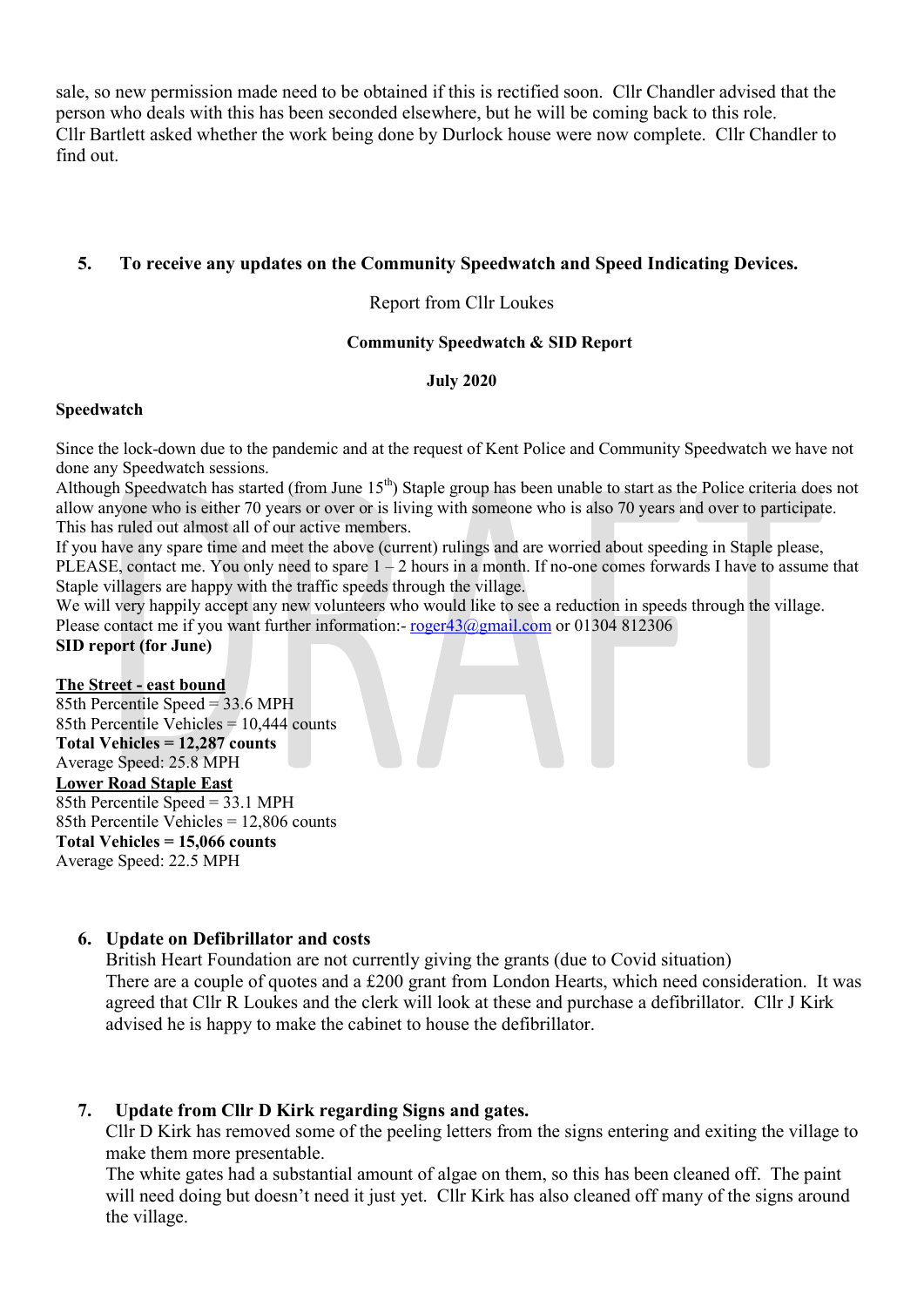sale, so new permission made need to be obtained if this is rectified soon. Cllr Chandler advised that the person who deals with this has been seconded elsewhere, but he will be coming back to this role.
Cllr Bartlett asked whether the work being done by Durlock house were now complete. Cllr Chandler to find out.

## 5. To receive any updates on the Community Speedwatch and Speed Indicating Devices.

Report from Cllr Loukes

**Community Speedwatch & SID Report**

**July 2020**

**Speedwatch**

Since the lock-down due to the pandemic and at the request of Kent Police and Community Speedwatch we have not done any Speedwatch sessions.
Although Speedwatch has started (from June 15th) Staple group has been unable to start as the Police criteria does not allow anyone who is either 70 years or over or is living with someone who is also 70 years and over to participate. This has ruled out almost all of our active members.
If you have any spare time and meet the above (current) rulings and are worried about speeding in Staple please, PLEASE, contact me. You only need to spare 1 – 2 hours in a month. If no-one comes forwards I have to assume that Staple villagers are happy with the traffic speeds through the village.
We will very happily accept any new volunteers who would like to see a reduction in speeds through the village.
Please contact me if you want further information:- roger43@gmail.com or 01304 812306
**SID report (for June)**

**The Street - east bound**
85th Percentile Speed = 33.6 MPH
85th Percentile Vehicles = 10,444 counts
**Total Vehicles = 12,287 counts**
Average Speed: 25.8 MPH
**Lower Road Staple East**
85th Percentile Speed = 33.1 MPH
85th Percentile Vehicles = 12,806 counts
**Total Vehicles = 15,066 counts**
Average Speed: 22.5 MPH

## 6. Update on Defibrillator and costs

British Heart Foundation are not currently giving the grants (due to Covid situation)
There are a couple of quotes and a £200 grant from London Hearts, which need consideration. It was agreed that Cllr R Loukes and the clerk will look at these and purchase a defibrillator. Cllr J Kirk advised he is happy to make the cabinet to house the defibrillator.

## 7. Update from Cllr D Kirk regarding Signs and gates.

Cllr D Kirk has removed some of the peeling letters from the signs entering and exiting the village to make them more presentable.
The white gates had a substantial amount of algae on them, so this has been cleaned off. The paint will need doing but doesn't need it just yet. Cllr Kirk has also cleaned off many of the signs around the village.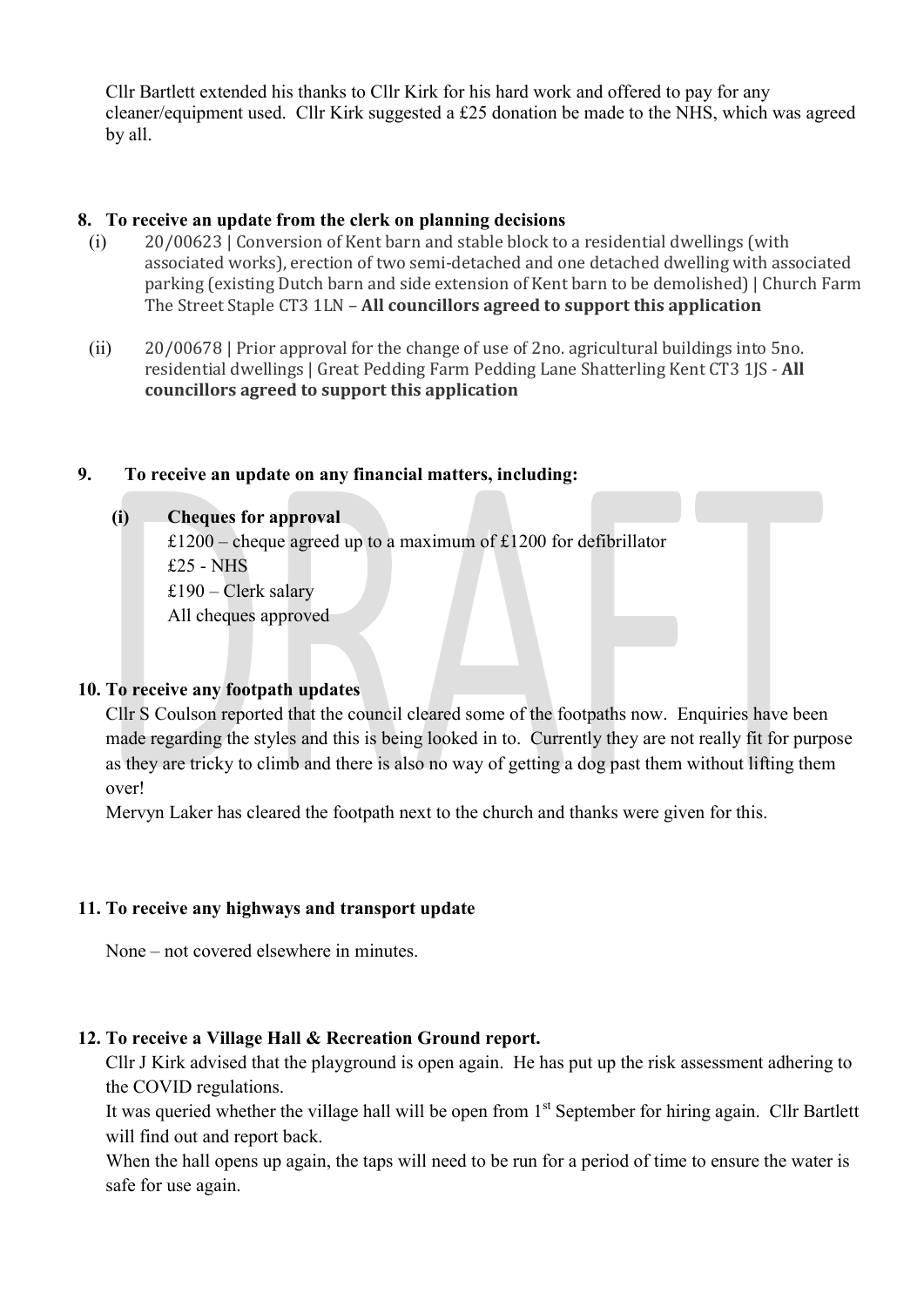Cllr Bartlett extended his thanks to Cllr Kirk for his hard work and offered to pay for any cleaner/equipment used. Cllr Kirk suggested a £25 donation be made to the NHS, which was agreed by all.

**8. To receive an update from the clerk on planning decisions**

(i) 20/00623 | Conversion of Kent barn and stable block to a residential dwellings (with associated works), erection of two semi-detached and one detached dwelling with associated parking (existing Dutch barn and side extension of Kent barn to be demolished) | Church Farm The Street Staple CT3 1LN – **All councillors agreed to support this application**

(ii) 20/00678 | Prior approval for the change of use of 2no. agricultural buildings into 5no. residential dwellings | Great Pedding Farm Pedding Lane Shatterling Kent CT3 1JS - **All councillors agreed to support this application**

**9. To receive an update on any financial matters, including:**

**(i) Cheques for approval**

£1200 – cheque agreed up to a maximum of £1200 for defibrillator
£25 - NHS
£190 – Clerk salary
All cheques approved

**10. To receive any footpath updates**

Cllr S Coulson reported that the council cleared some of the footpaths now. Enquiries have been made regarding the styles and this is being looked in to. Currently they are not really fit for purpose as they are tricky to climb and there is also no way of getting a dog past them without lifting them over!

Mervyn Laker has cleared the footpath next to the church and thanks were given for this.

**11. To receive any highways and transport update**

None – not covered elsewhere in minutes.

**12. To receive a Village Hall & Recreation Ground report.**

Cllr J Kirk advised that the playground is open again. He has put up the risk assessment adhering to the COVID regulations.

It was queried whether the village hall will be open from 1st September for hiring again. Cllr Bartlett will find out and report back.

When the hall opens up again, the taps will need to be run for a period of time to ensure the water is safe for use again.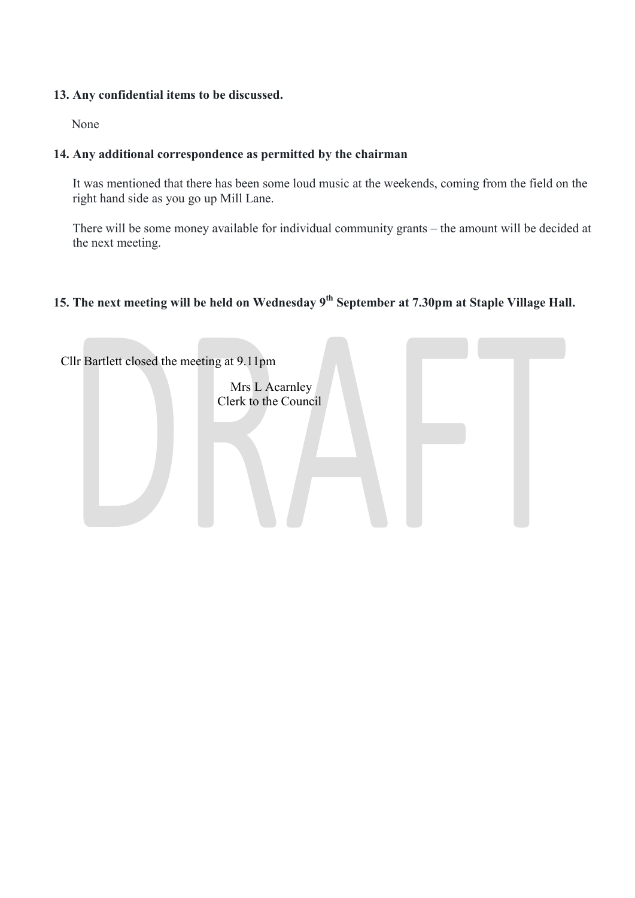**13. Any confidential items to be discussed.**

None

**14. Any additional correspondence as permitted by the chairman**

It was mentioned that there has been some loud music at the weekends, coming from the field on the right hand side as you go up Mill Lane.

There will be some money available for individual community grants – the amount will be decided at the next meeting.

**15. The next meeting will be held on Wednesday 9th September at 7.30pm at Staple Village Hall.**

DRAFT

Cllr Bartlett closed the meeting at 9.11pm

Mrs L Acarnley
Clerk to the Council